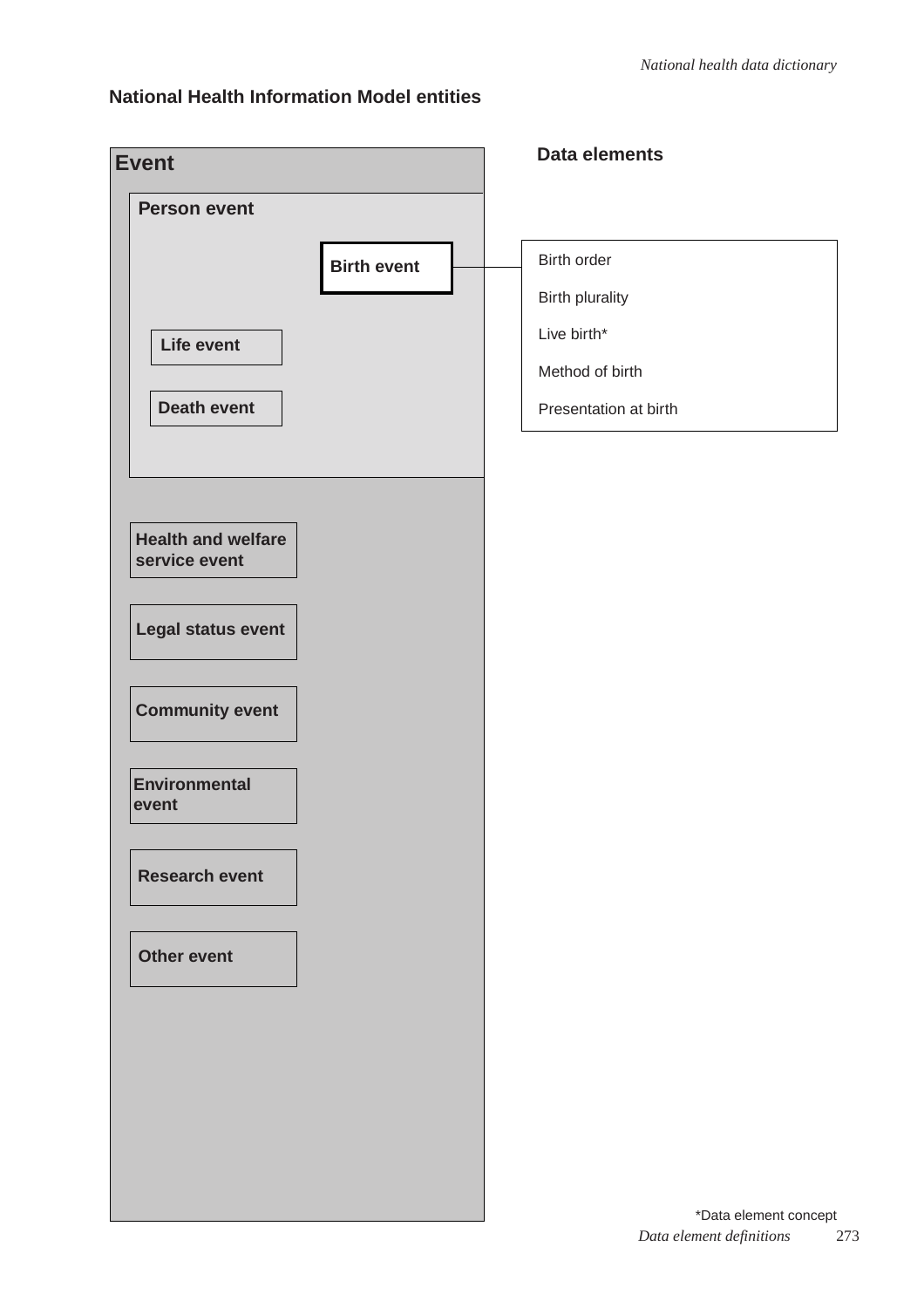## National Health Information Model entities

**Event**

- **Person event**
  - **Birth event**
  - **Life event**
  - **Death event**
- **Health and welfare service event**
- **Legal status event**
- **Community event**
- **Environmental event**
- **Research event**
- **Other event**

**Data elements**

Birth event:

- Birth order
- Birth plurality
- Live birth*
- Method of birth
- Presentation at birth

*Data element concept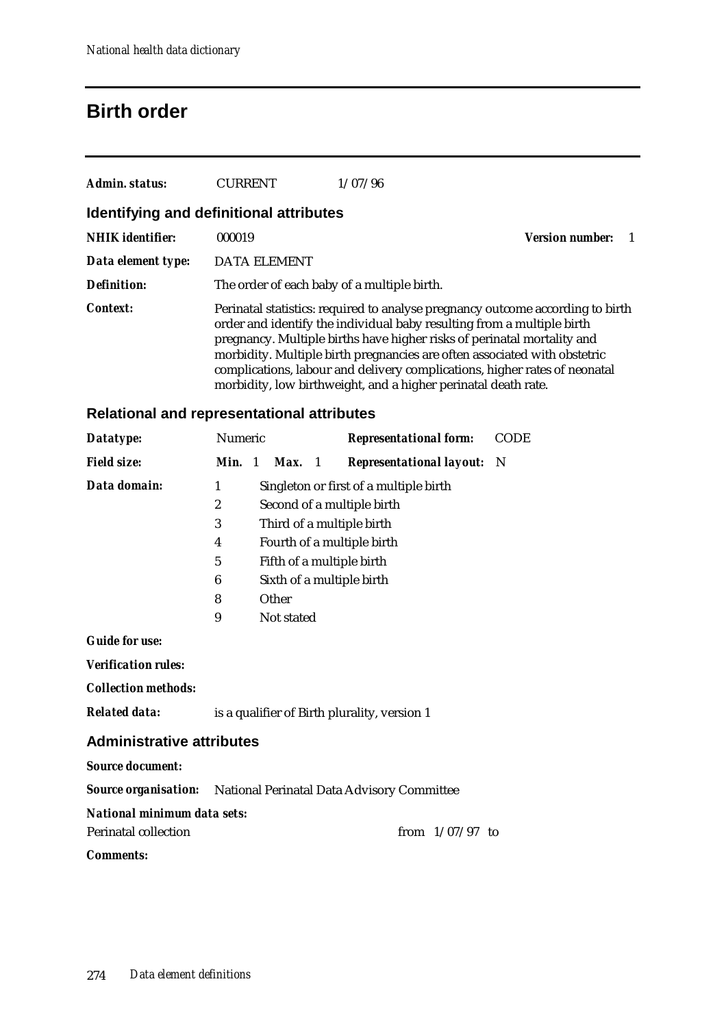# Birth order

***Admin. status:*** CURRENT 1/07/96

## Identifying and definitional attributes

***NHIK identifier:*** 000019 ***Version number:*** 1

***Data element type:*** DATA ELEMENT

***Definition:*** The order of each baby of a multiple birth.

***Context:*** Perinatal statistics: required to analyse pregnancy outcome according to birth order and identify the individual baby resulting from a multiple birth pregnancy. Multiple births have higher risks of perinatal mortality and morbidity. Multiple birth pregnancies are often associated with obstetric complications, labour and delivery complications, higher rates of neonatal morbidity, low birthweight, and a higher perinatal death rate.

## Relational and representational attributes

***Datatype:*** Numeric ***Representational form:*** CODE

***Field size:*** ***Min.*** 1 ***Max.*** 1 ***Representational layout:*** N

***Data domain:***

| Code | Description |
|---|---|
| 1 | Singleton or first of a multiple birth |
| 2 | Second of a multiple birth |
| 3 | Third of a multiple birth |
| 4 | Fourth of a multiple birth |
| 5 | Fifth of a multiple birth |
| 6 | Sixth of a multiple birth |
| 8 | Other |
| 9 | Not stated |

***Guide for use:***

***Verification rules:***

***Collection methods:***

***Related data:*** is a qualifier of Birth plurality, version 1

## Administrative attributes

***Source document:***

***Source organisation:*** National Perinatal Data Advisory Committee

***National minimum data sets:***

Perinatal collection from 1/07/97 to

***Comments:***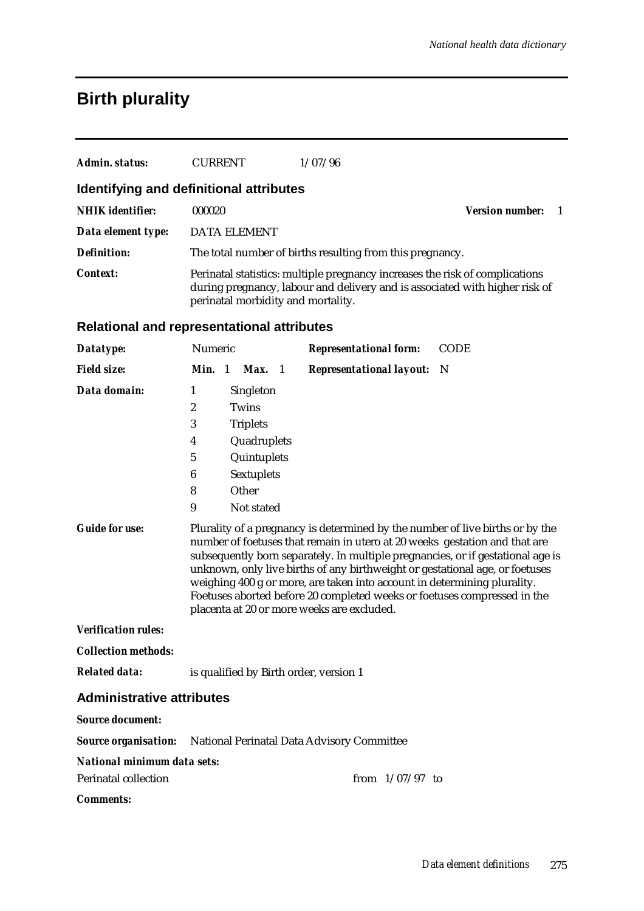# Birth plurality

***Admin. status:*** CURRENT 1/07/96

## Identifying and definitional attributes

***NHIK identifier:*** 000020 ***Version number:*** 1

***Data element type:*** DATA ELEMENT

***Definition:*** The total number of births resulting from this pregnancy.

***Context:*** Perinatal statistics: multiple pregnancy increases the risk of complications during pregnancy, labour and delivery and is associated with higher risk of perinatal morbidity and mortality.

## Relational and representational attributes

***Datatype:*** Numeric ***Representational form:*** CODE

***Field size:*** ***Min.*** 1 ***Max.*** 1 ***Representational layout:*** N

***Data domain:***

| Code | Description |
|---|---|
| 1 | Singleton |
| 2 | Twins |
| 3 | Triplets |
| 4 | Quadruplets |
| 5 | Quintuplets |
| 6 | Sextuplets |
| 8 | Other |
| 9 | Not stated |

***Guide for use:*** Plurality of a pregnancy is determined by the number of live births or by the number of foetuses that remain in utero at 20 weeks gestation and that are subsequently born separately. In multiple pregnancies, or if gestational age is unknown, only live births of any birthweight or gestational age, or foetuses weighing 400 g or more, are taken into account in determining plurality. Foetuses aborted before 20 completed weeks or foetuses compressed in the placenta at 20 or more weeks are excluded.

***Verification rules:***

***Collection methods:***

***Related data:*** is qualified by Birth order, version 1

## Administrative attributes

***Source document:***

***Source organisation:*** National Perinatal Data Advisory Committee

***National minimum data sets:***

Perinatal collection from 1/07/97 to

***Comments:***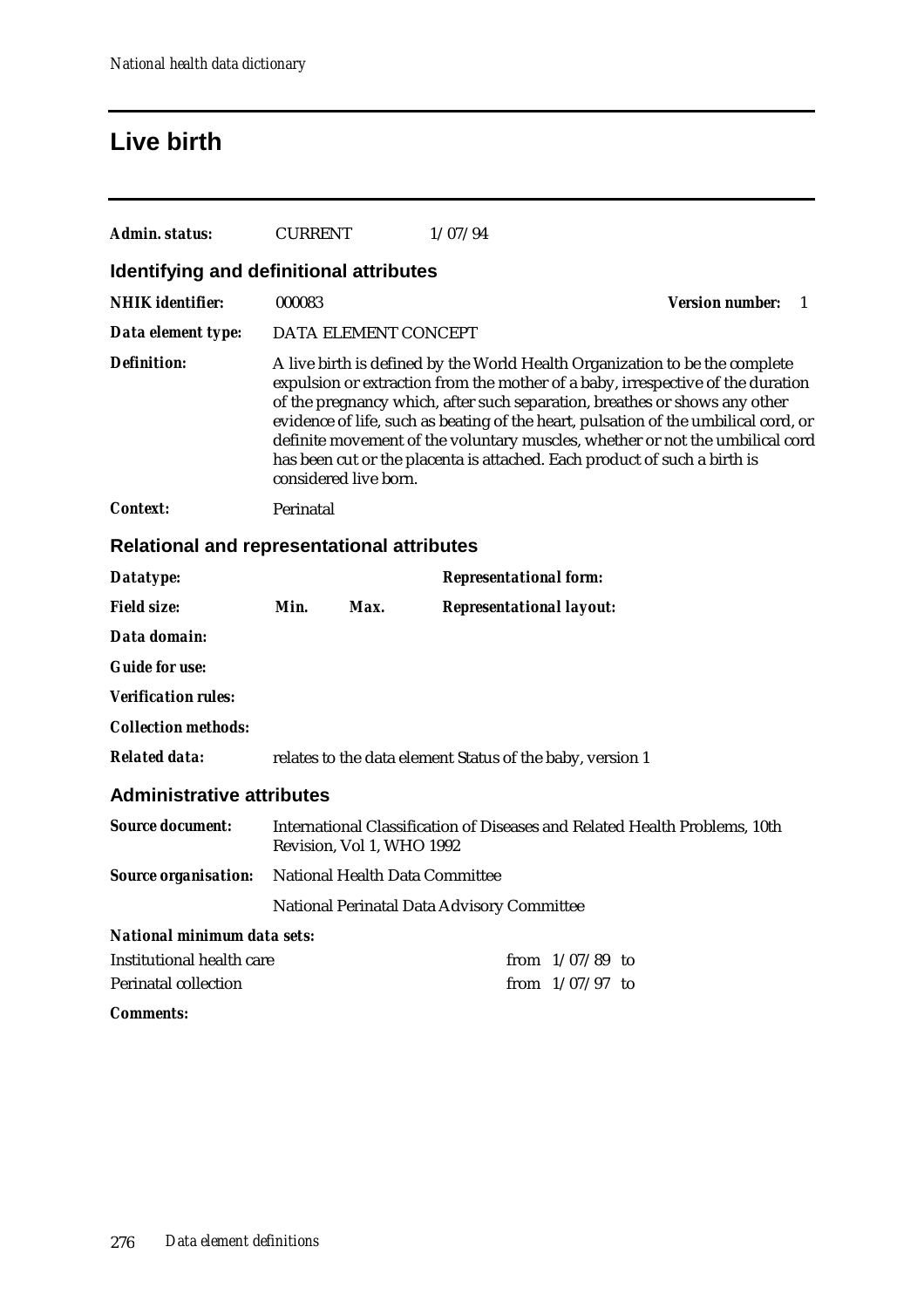# Live birth

**Admin. status:** CURRENT 1/07/94

## Identifying and definitional attributes

**NHIK identifier:** 000083 **Version number:** 1

**Data element type:** DATA ELEMENT CONCEPT

**Definition:** A live birth is defined by the World Health Organization to be the complete expulsion or extraction from the mother of a baby, irrespective of the duration of the pregnancy which, after such separation, breathes or shows any other evidence of life, such as beating of the heart, pulsation of the umbilical cord, or definite movement of the voluntary muscles, whether or not the umbilical cord has been cut or the placenta is attached. Each product of such a birth is considered live born.

**Context:** Perinatal

## Relational and representational attributes

**Datatype:** **Representational form:**

**Field size:** **Min.** **Max.** **Representational layout:**

**Data domain:**

**Guide for use:**

**Verification rules:**

**Collection methods:**

**Related data:** relates to the data element Status of the baby, version 1

## Administrative attributes

**Source document:** International Classification of Diseases and Related Health Problems, 10th Revision, Vol 1, WHO 1992

**Source organisation:** National Health Data Committee

National Perinatal Data Advisory Committee

**National minimum data sets:**

| | |
|---|---|
| Institutional health care | from 1/07/89 to |
| Perinatal collection | from 1/07/97 to |

**Comments:**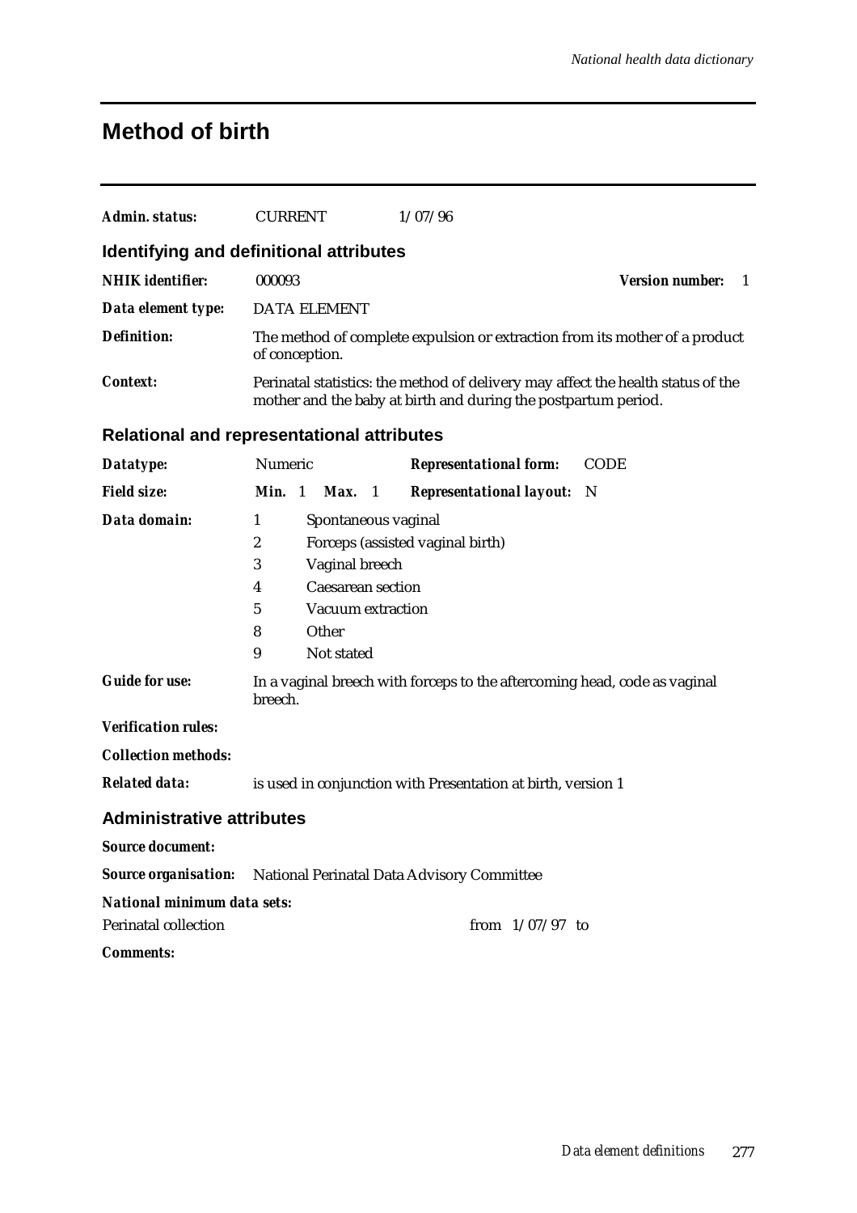# Method of birth

***Admin. status:*** CURRENT 1/07/96

## Identifying and definitional attributes

***NHIK identifier:*** 000093 ***Version number:*** 1

***Data element type:*** DATA ELEMENT

***Definition:*** The method of complete expulsion or extraction from its mother of a product of conception.

***Context:*** Perinatal statistics: the method of delivery may affect the health status of the mother and the baby at birth and during the postpartum period.

## Relational and representational attributes

***Datatype:*** Numeric ***Representational form:*** CODE

***Field size:*** ***Min.*** 1 ***Max.*** 1 ***Representational layout:*** N

***Data domain:***

1 Spontaneous vaginal
2 Forceps (assisted vaginal birth)
3 Vaginal breech
4 Caesarean section
5 Vacuum extraction
8 Other
9 Not stated

***Guide for use:*** In a vaginal breech with forceps to the aftercoming head, code as vaginal breech.

***Verification rules:***

***Collection methods:***

***Related data:*** is used in conjunction with Presentation at birth, version 1

## Administrative attributes

***Source document:***

***Source organisation:*** National Perinatal Data Advisory Committee

***National minimum data sets:***

Perinatal collection from 1/07/97 to

***Comments:***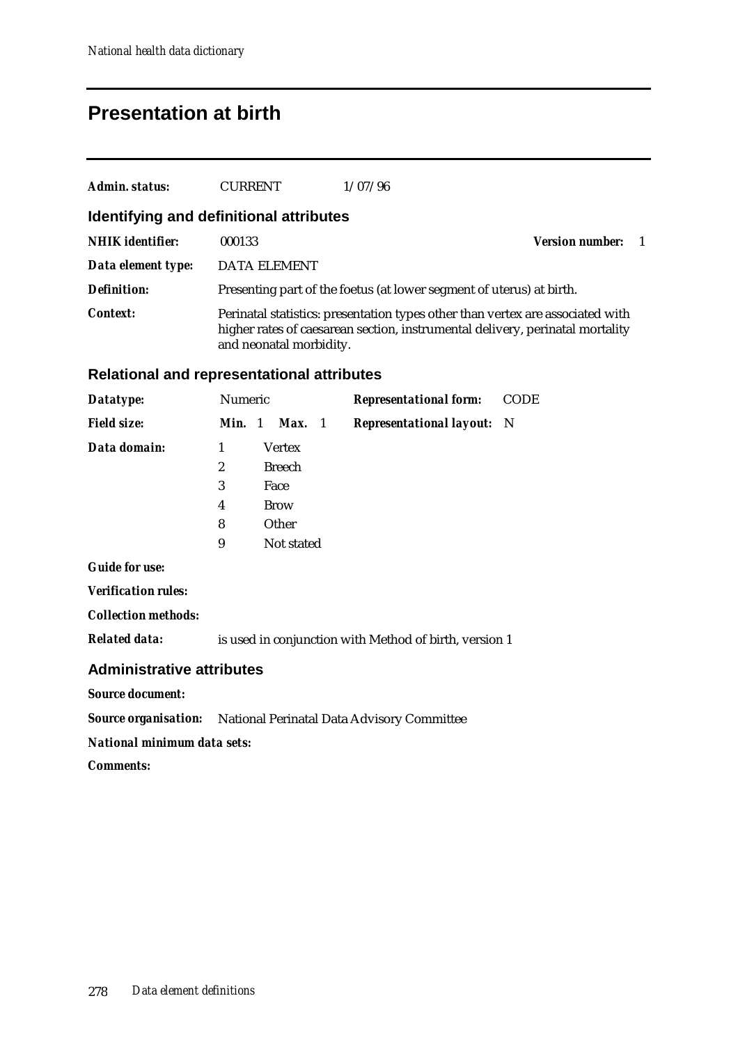## Presentation at birth

***Admin. status:*** CURRENT 1/07/96

### Identifying and definitional attributes

***NHIK identifier:*** 000133 ***Version number:*** 1

***Data element type:*** DATA ELEMENT

***Definition:*** Presenting part of the foetus (at lower segment of uterus) at birth.

***Context:*** Perinatal statistics: presentation types other than vertex are associated with higher rates of caesarean section, instrumental delivery, perinatal mortality and neonatal morbidity.

### Relational and representational attributes

***Datatype:*** Numeric ***Representational form:*** CODE

***Field size:*** ***Min.*** 1 ***Max.*** 1 ***Representational layout:*** N

***Data domain:***

| Code | Description |
|---|---|
| 1 | Vertex |
| 2 | Breech |
| 3 | Face |
| 4 | Brow |
| 8 | Other |
| 9 | Not stated |

***Guide for use:***

***Verification rules:***

***Collection methods:***

***Related data:*** is used in conjunction with Method of birth, version 1

### Administrative attributes

***Source document:***

***Source organisation:*** National Perinatal Data Advisory Committee

***National minimum data sets:***

***Comments:***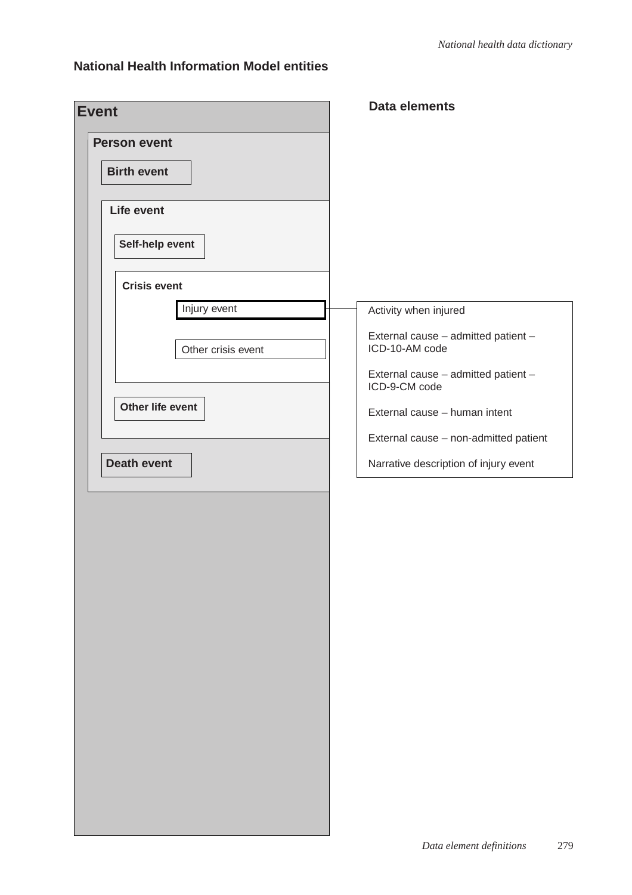## National Health Information Model entities

- **Event**
  - **Person event**
    - **Birth event**
    - **Life event**
      - **Self-help event**
      - **Crisis event**
        - Injury event
        - Other crisis event
      - **Other life event**
    - **Death event**

### Data elements

Injury event:

- Activity when injured
- External cause – admitted patient – ICD-10-AM code
- External cause – admitted patient – ICD-9-CM code
- External cause – human intent
- External cause – non-admitted patient
- Narrative description of injury event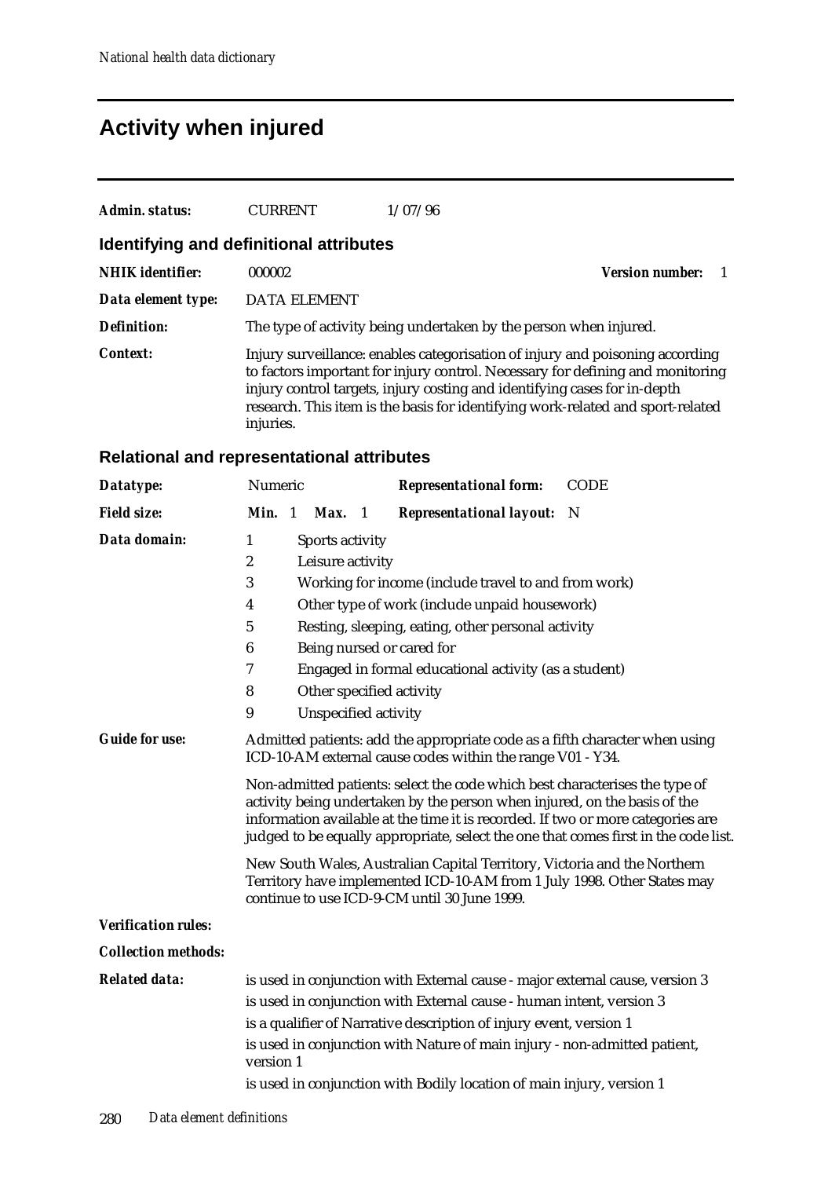# Activity when injured

**Admin. status:** CURRENT 1/07/96

## Identifying and definitional attributes

**NHIK identifier:** 000002 **Version number:** 1

**Data element type:** DATA ELEMENT

**Definition:** The type of activity being undertaken by the person when injured.

**Context:** Injury surveillance: enables categorisation of injury and poisoning according to factors important for injury control. Necessary for defining and monitoring injury control targets, injury costing and identifying cases for in-depth research. This item is the basis for identifying work-related and sport-related injuries.

## Relational and representational attributes

**Datatype:** Numeric **Representational form:** CODE

**Field size:** **Min.** 1 **Max.** 1 **Representational layout:** N

**Data domain:**

1 Sports activity
2 Leisure activity
3 Working for income (include travel to and from work)
4 Other type of work (include unpaid housework)
5 Resting, sleeping, eating, other personal activity
6 Being nursed or cared for
7 Engaged in formal educational activity (as a student)
8 Other specified activity
9 Unspecified activity

**Guide for use:** Admitted patients: add the appropriate code as a fifth character when using ICD-10-AM external cause codes within the range V01 - Y34.

Non-admitted patients: select the code which best characterises the type of activity being undertaken by the person when injured, on the basis of the information available at the time it is recorded. If two or more categories are judged to be equally appropriate, select the one that comes first in the code list.

New South Wales, Australian Capital Territory, Victoria and the Northern Territory have implemented ICD-10-AM from 1 July 1998. Other States may continue to use ICD-9-CM until 30 June 1999.

**Verification rules:**

**Collection methods:**

**Related data:**

is used in conjunction with External cause - major external cause, version 3

is used in conjunction with External cause - human intent, version 3

is a qualifier of Narrative description of injury event, version 1

is used in conjunction with Nature of main injury - non-admitted patient, version 1

is used in conjunction with Bodily location of main injury, version 1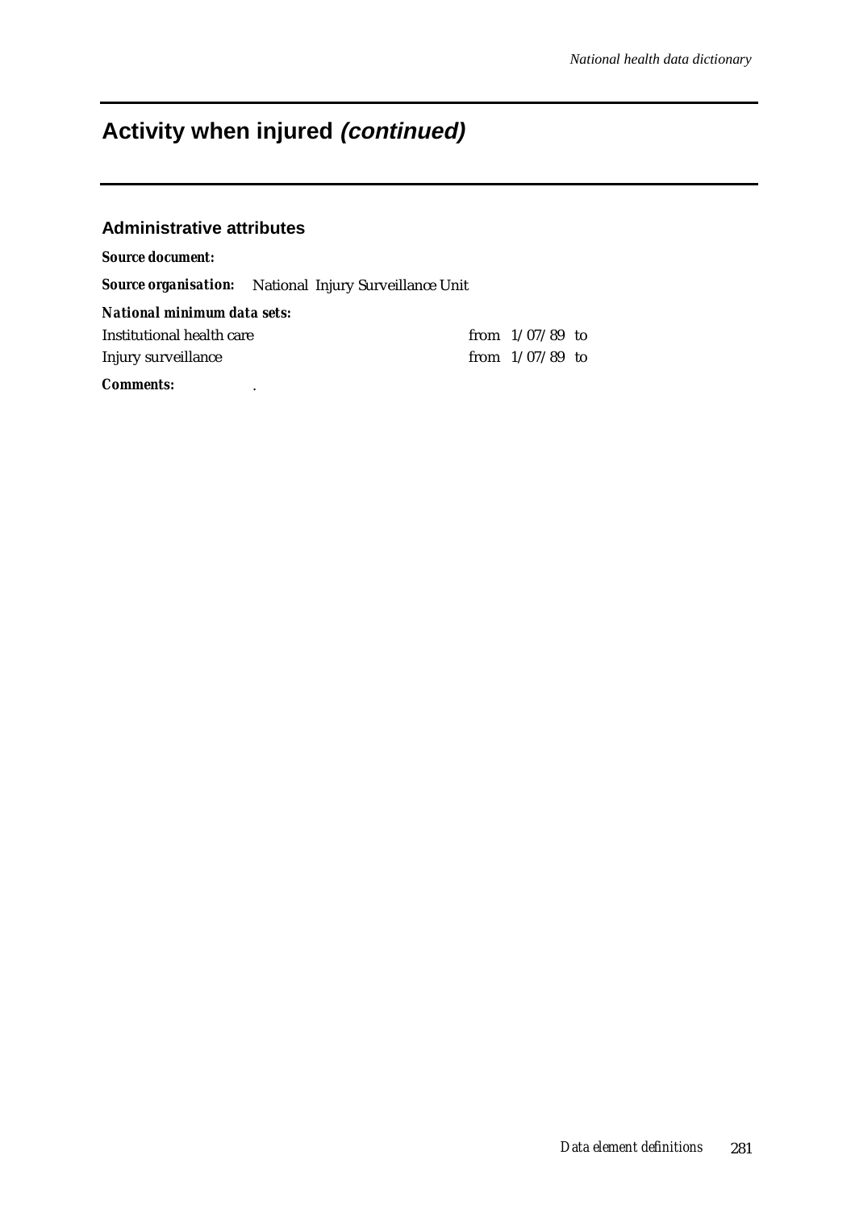# Activity when injured *(continued)*

## Administrative attributes

***Source document:***

***Source organisation:*** National Injury Surveillance Unit

***National minimum data sets:***

| | |
|---|---|
| Institutional health care | from 1/07/89 to |
| Injury surveillance | from 1/07/89 to |

***Comments:*** .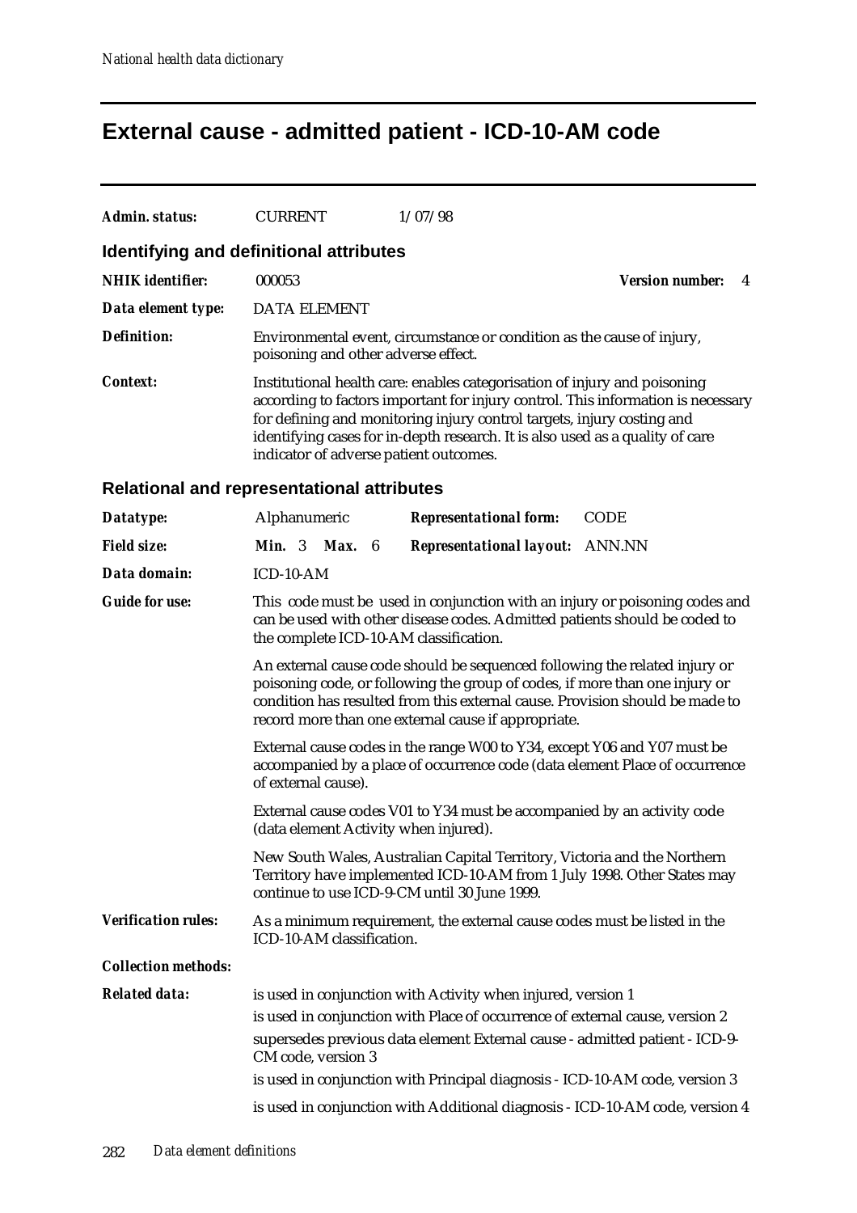# External cause - admitted patient - ICD-10-AM code

**Admin. status:** CURRENT 1/07/98

## Identifying and definitional attributes

**NHIK identifier:** 000053 **Version number:** 4

**Data element type:** DATA ELEMENT

**Definition:** Environmental event, circumstance or condition as the cause of injury, poisoning and other adverse effect.

**Context:** Institutional health care: enables categorisation of injury and poisoning according to factors important for injury control. This information is necessary for defining and monitoring injury control targets, injury costing and identifying cases for in-depth research. It is also used as a quality of care indicator of adverse patient outcomes.

## Relational and representational attributes

**Datatype:** Alphanumeric **Representational form:** CODE

**Field size:** **Min.** 3 **Max.** 6 **Representational layout:** ANN.NN

**Data domain:** ICD-10-AM

**Guide for use:** This code must be used in conjunction with an injury or poisoning codes and can be used with other disease codes. Admitted patients should be coded to the complete ICD-10-AM classification.

An external cause code should be sequenced following the related injury or poisoning code, or following the group of codes, if more than one injury or condition has resulted from this external cause. Provision should be made to record more than one external cause if appropriate.

External cause codes in the range W00 to Y34, except Y06 and Y07 must be accompanied by a place of occurrence code (data element Place of occurrence of external cause).

External cause codes V01 to Y34 must be accompanied by an activity code (data element Activity when injured).

New South Wales, Australian Capital Territory, Victoria and the Northern Territory have implemented ICD-10-AM from 1 July 1998. Other States may continue to use ICD-9-CM until 30 June 1999.

**Verification rules:** As a minimum requirement, the external cause codes must be listed in the ICD-10-AM classification.

**Collection methods:**

**Related data:** is used in conjunction with Activity when injured, version 1

is used in conjunction with Place of occurrence of external cause, version 2

supersedes previous data element External cause - admitted patient - ICD-9-CM code, version 3

is used in conjunction with Principal diagnosis - ICD-10-AM code, version 3

is used in conjunction with Additional diagnosis - ICD-10-AM code, version 4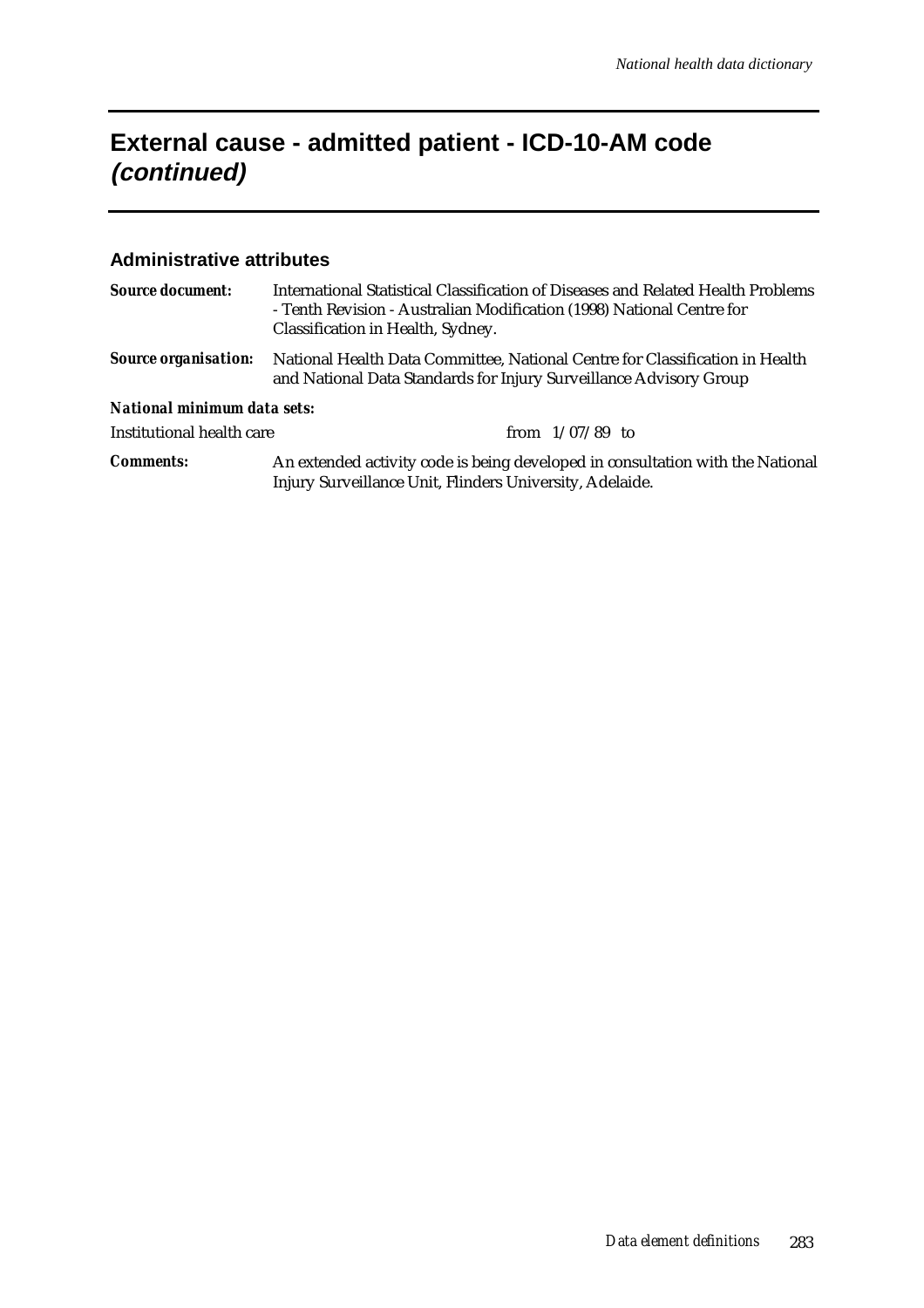# External cause - admitted patient - ICD-10-AM code *(continued)*

### Administrative attributes

***Source document:*** International Statistical Classification of Diseases and Related Health Problems - Tenth Revision - Australian Modification (1998) National Centre for Classification in Health, Sydney.

***Source organisation:*** National Health Data Committee, National Centre for Classification in Health and National Data Standards for Injury Surveillance Advisory Group

***National minimum data sets:***

Institutional health care from 1/07/89 to

***Comments:*** An extended activity code is being developed in consultation with the National Injury Surveillance Unit, Flinders University, Adelaide.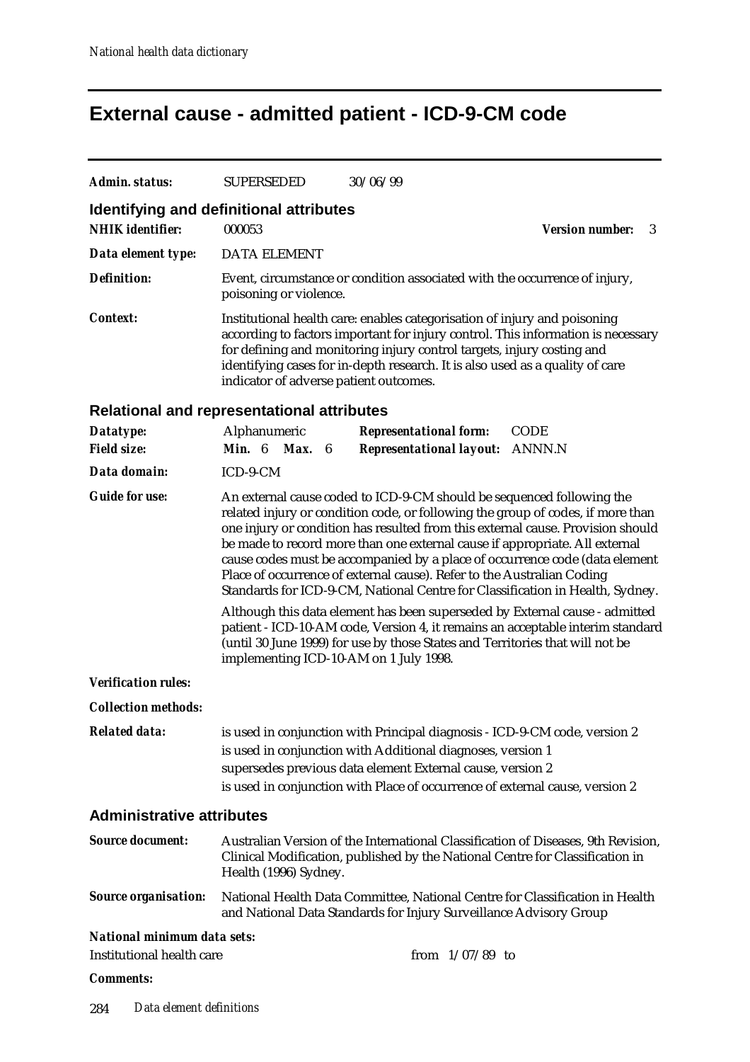# External cause - admitted patient - ICD-9-CM code

***Admin. status:*** SUPERSEDED 30/06/99

## Identifying and definitional attributes

***NHIK identifier:*** 000053 ***Version number:*** 3

***Data element type:*** DATA ELEMENT

***Definition:*** Event, circumstance or condition associated with the occurrence of injury, poisoning or violence.

***Context:*** Institutional health care: enables categorisation of injury and poisoning according to factors important for injury control. This information is necessary for defining and monitoring injury control targets, injury costing and identifying cases for in-depth research. It is also used as a quality of care indicator of adverse patient outcomes.

## Relational and representational attributes

***Datatype:*** Alphanumeric ***Representational form:*** CODE

***Field size:*** **Min.** 6 **Max.** 6 ***Representational layout:*** ANNN.N

***Data domain:*** ICD-9-CM

***Guide for use:*** An external cause coded to ICD-9-CM should be sequenced following the related injury or condition code, or following the group of codes, if more than one injury or condition has resulted from this external cause. Provision should be made to record more than one external cause if appropriate. All external cause codes must be accompanied by a place of occurrence code (data element Place of occurrence of external cause). Refer to the Australian Coding Standards for ICD-9-CM, National Centre for Classification in Health, Sydney.

Although this data element has been superseded by External cause - admitted patient - ICD-10-AM code, Version 4, it remains an acceptable interim standard (until 30 June 1999) for use by those States and Territories that will not be implementing ICD-10-AM on 1 July 1998.

***Verification rules:***

***Collection methods:***

***Related data:*** is used in conjunction with Principal diagnosis - ICD-9-CM code, version 2

is used in conjunction with Additional diagnoses, version 1

supersedes previous data element External cause, version 2

is used in conjunction with Place of occurrence of external cause, version 2

## Administrative attributes

***Source document:*** Australian Version of the International Classification of Diseases, 9th Revision, Clinical Modification, published by the National Centre for Classification in Health (1996) Sydney.

***Source organisation:*** National Health Data Committee, National Centre for Classification in Health and National Data Standards for Injury Surveillance Advisory Group

***National minimum data sets:***

Institutional health care from 1/07/89 to

***Comments:***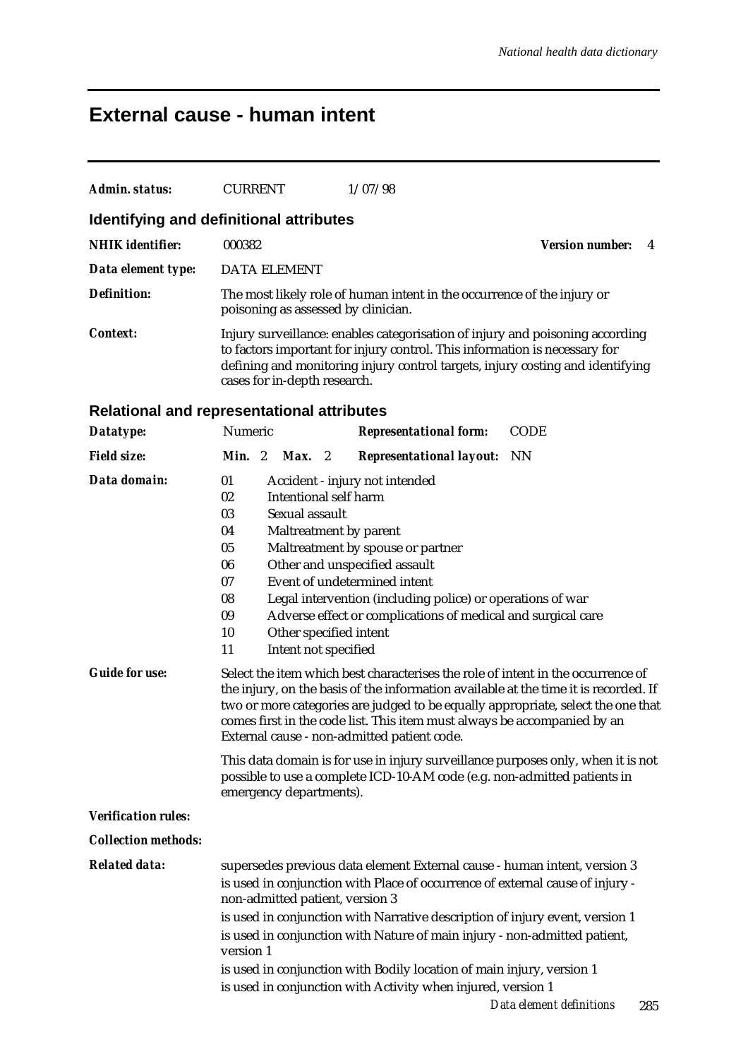# External cause - human intent

**Admin. status:** CURRENT 1/07/98

## Identifying and definitional attributes

**NHIK identifier:** 000382 **Version number:** 4

**Data element type:** DATA ELEMENT

**Definition:** The most likely role of human intent in the occurrence of the injury or poisoning as assessed by clinician.

**Context:** Injury surveillance: enables categorisation of injury and poisoning according to factors important for injury control. This information is necessary for defining and monitoring injury control targets, injury costing and identifying cases for in-depth research.

## Relational and representational attributes

**Datatype:** Numeric **Representational form:** CODE

**Field size:** **Min.** 2 **Max.** 2 **Representational layout:** NN

**Data domain:**

01 Accident - injury not intended
02 Intentional self harm
03 Sexual assault
04 Maltreatment by parent
05 Maltreatment by spouse or partner
06 Other and unspecified assault
07 Event of undetermined intent
08 Legal intervention (including police) or operations of war
09 Adverse effect or complications of medical and surgical care
10 Other specified intent
11 Intent not specified

**Guide for use:** Select the item which best characterises the role of intent in the occurrence of the injury, on the basis of the information available at the time it is recorded. If two or more categories are judged to be equally appropriate, select the one that comes first in the code list. This item must always be accompanied by an External cause - non-admitted patient code.

This data domain is for use in injury surveillance purposes only, when it is not possible to use a complete ICD-10-AM code (e.g. non-admitted patients in emergency departments).

**Verification rules:**

**Collection methods:**

**Related data:** supersedes previous data element External cause - human intent, version 3

is used in conjunction with Place of occurrence of external cause of injury - non-admitted patient, version 3

is used in conjunction with Narrative description of injury event, version 1

is used in conjunction with Nature of main injury - non-admitted patient, version 1

is used in conjunction with Bodily location of main injury, version 1

is used in conjunction with Activity when injured, version 1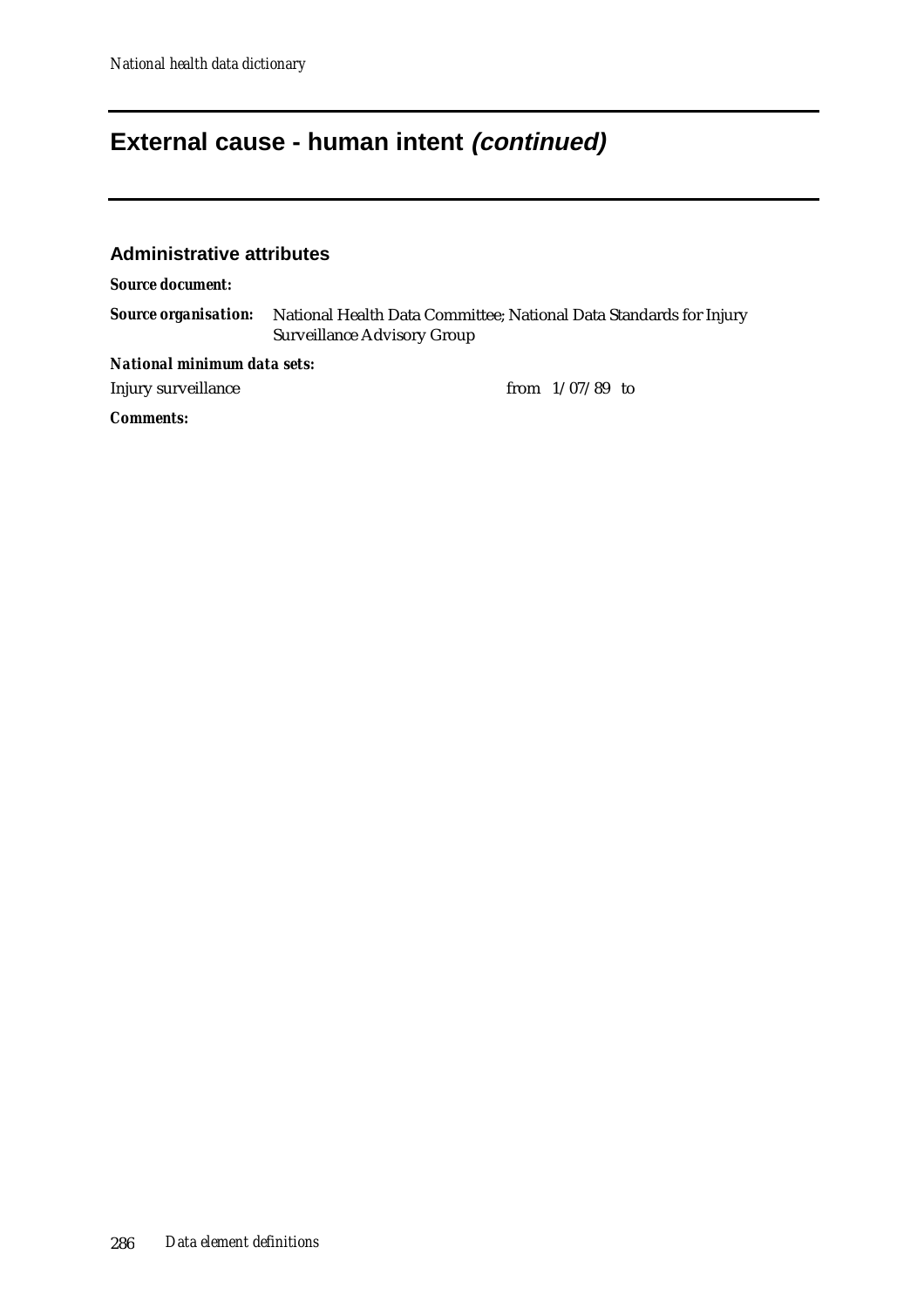# External cause - human intent *(continued)*

### Administrative attributes

***Source document:***

***Source organisation:*** National Health Data Committee; National Data Standards for Injury Surveillance Advisory Group

***National minimum data sets:***

Injury surveillance from 1/07/89 to

***Comments:***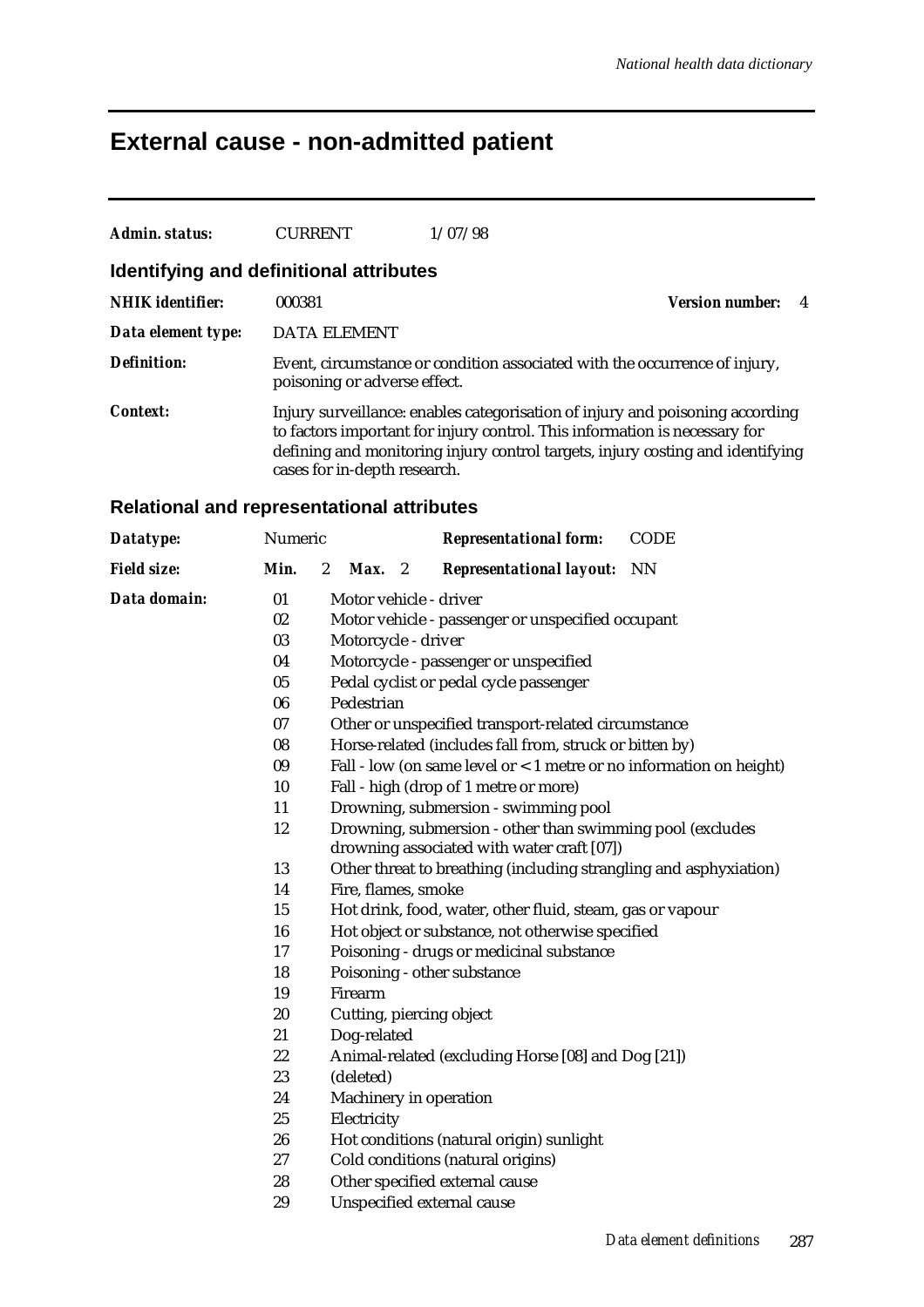# External cause - non-admitted patient

**Admin. status:** CURRENT 1/07/98

## Identifying and definitional attributes

**NHIK identifier:** 000381 **Version number:** 4

**Data element type:** DATA ELEMENT

**Definition:** Event, circumstance or condition associated with the occurrence of injury, poisoning or adverse effect.

**Context:** Injury surveillance: enables categorisation of injury and poisoning according to factors important for injury control. This information is necessary for defining and monitoring injury control targets, injury costing and identifying cases for in-depth research.

## Relational and representational attributes

**Datatype:** Numeric **Representational form:** CODE

**Field size:** **Min.** 2 **Max.** 2 **Representational layout:** NN

**Data domain:**

| Code | Description |
|---|---|
| 01 | Motor vehicle - driver |
| 02 | Motor vehicle - passenger or unspecified occupant |
| 03 | Motorcycle - driver |
| 04 | Motorcycle - passenger or unspecified |
| 05 | Pedal cyclist or pedal cycle passenger |
| 06 | Pedestrian |
| 07 | Other or unspecified transport-related circumstance |
| 08 | Horse-related (includes fall from, struck or bitten by) |
| 09 | Fall - low (on same level or < 1 metre or no information on height) |
| 10 | Fall - high (drop of 1 metre or more) |
| 11 | Drowning, submersion - swimming pool |
| 12 | Drowning, submersion - other than swimming pool (excludes drowning associated with water craft [07]) |
| 13 | Other threat to breathing (including strangling and asphyxiation) |
| 14 | Fire, flames, smoke |
| 15 | Hot drink, food, water, other fluid, steam, gas or vapour |
| 16 | Hot object or substance, not otherwise specified |
| 17 | Poisoning - drugs or medicinal substance |
| 18 | Poisoning - other substance |
| 19 | Firearm |
| 20 | Cutting, piercing object |
| 21 | Dog-related |
| 22 | Animal-related (excluding Horse [08] and Dog [21]) |
| 23 | (deleted) |
| 24 | Machinery in operation |
| 25 | Electricity |
| 26 | Hot conditions (natural origin) sunlight |
| 27 | Cold conditions (natural origins) |
| 28 | Other specified external cause |
| 29 | Unspecified external cause |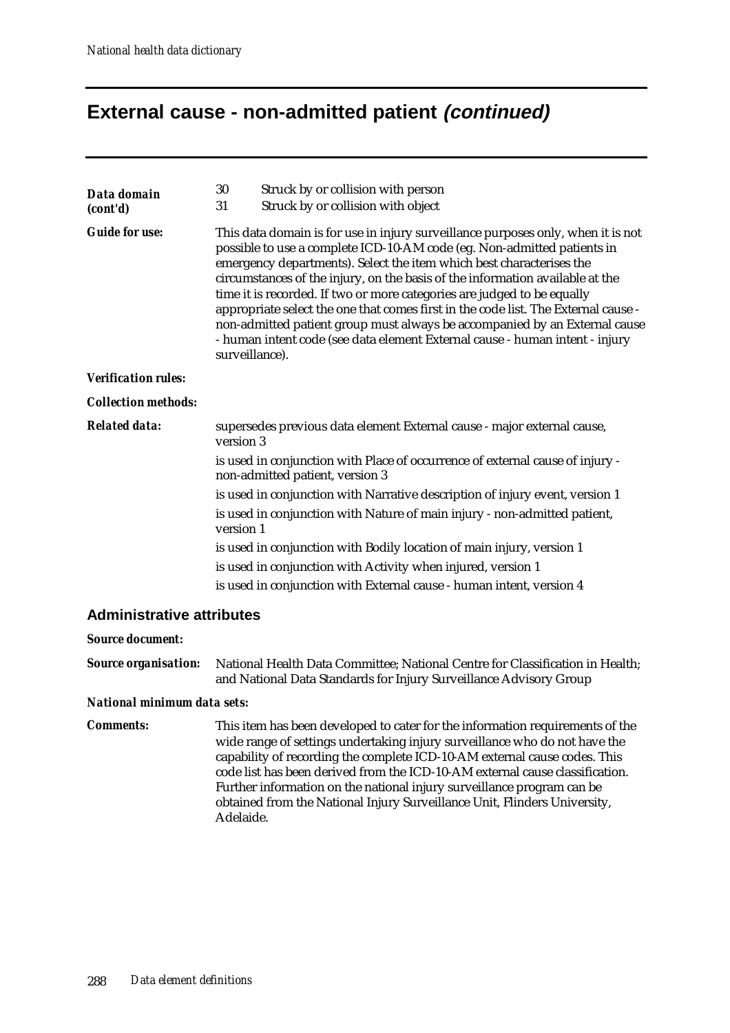## External cause - non-admitted patient *(continued)*

***Data domain (cont'd)***

30 Struck by or collision with person
31 Struck by or collision with object

***Guide for use:*** This data domain is for use in injury surveillance purposes only, when it is not possible to use a complete ICD-10-AM code (eg. Non-admitted patients in emergency departments). Select the item which best characterises the circumstances of the injury, on the basis of the information available at the time it is recorded. If two or more categories are judged to be equally appropriate select the one that comes first in the code list. The External cause - non-admitted patient group must always be accompanied by an External cause - human intent code (see data element External cause - human intent - injury surveillance).

***Verification rules:***

***Collection methods:***

***Related data:***

supersedes previous data element External cause - major external cause, version 3

is used in conjunction with Place of occurrence of external cause of injury - non-admitted patient, version 3

is used in conjunction with Narrative description of injury event, version 1

is used in conjunction with Nature of main injury - non-admitted patient, version 1

is used in conjunction with Bodily location of main injury, version 1

is used in conjunction with Activity when injured, version 1

is used in conjunction with External cause - human intent, version 4

### Administrative attributes

***Source document:***

***Source organisation:*** National Health Data Committee; National Centre for Classification in Health; and National Data Standards for Injury Surveillance Advisory Group

***National minimum data sets:***

***Comments:*** This item has been developed to cater for the information requirements of the wide range of settings undertaking injury surveillance who do not have the capability of recording the complete ICD-10-AM external cause codes. This code list has been derived from the ICD-10-AM external cause classification. Further information on the national injury surveillance program can be obtained from the National Injury Surveillance Unit, Flinders University, Adelaide.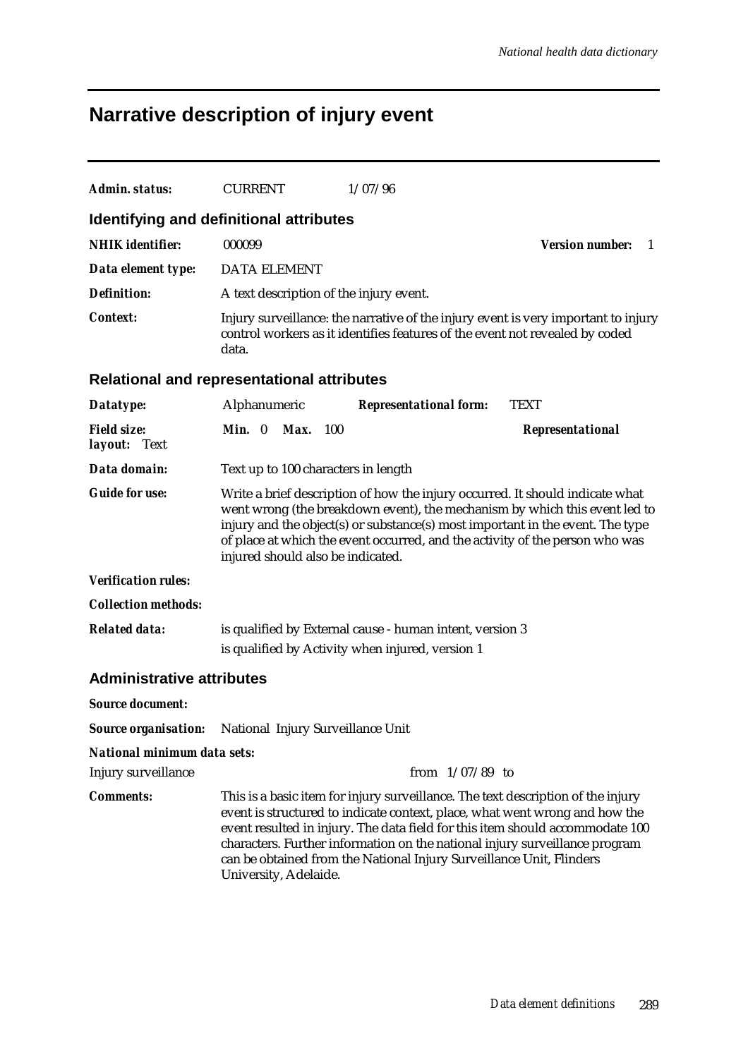# Narrative description of injury event

***Admin. status:*** CURRENT 1/07/96

## Identifying and definitional attributes

***NHIK identifier:*** 000099 ***Version number:*** 1

***Data element type:*** DATA ELEMENT

***Definition:*** A text description of the injury event.

***Context:*** Injury surveillance: the narrative of the injury event is very important to injury control workers as it identifies features of the event not revealed by coded data.

## Relational and representational attributes

***Datatype:*** Alphanumeric ***Representational form:*** TEXT

***Field size:*** ***Min.*** 0 ***Max.*** 100 ***Representational layout:*** Text

***Data domain:*** Text up to 100 characters in length

***Guide for use:*** Write a brief description of how the injury occurred. It should indicate what went wrong (the breakdown event), the mechanism by which this event led to injury and the object(s) or substance(s) most important in the event. The type of place at which the event occurred, and the activity of the person who was injured should also be indicated.

***Verification rules:***

***Collection methods:***

***Related data:*** is qualified by External cause - human intent, version 3

is qualified by Activity when injured, version 1

## Administrative attributes

***Source document:***

***Source organisation:*** National Injury Surveillance Unit

***National minimum data sets:***

Injury surveillance from 1/07/89 to

***Comments:*** This is a basic item for injury surveillance. The text description of the injury event is structured to indicate context, place, what went wrong and how the event resulted in injury. The data field for this item should accommodate 100 characters. Further information on the national injury surveillance program can be obtained from the National Injury Surveillance Unit, Flinders University, Adelaide.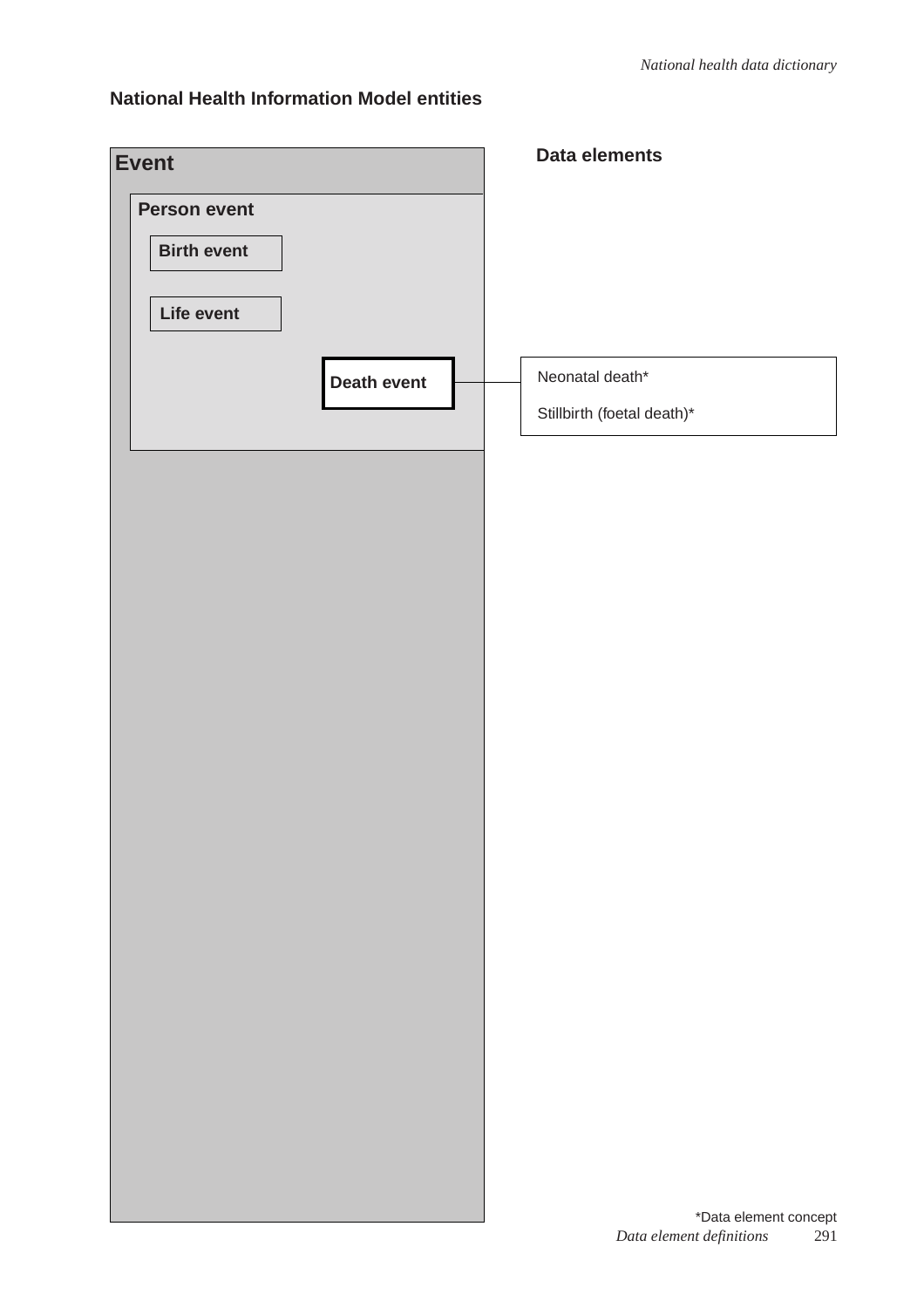## National Health Information Model entities

**Event**

**Person event**

**Birth event**

**Life event**

**Death event**

**Data elements**

Neonatal death*

Stillbirth (foetal death)*

*Data element concept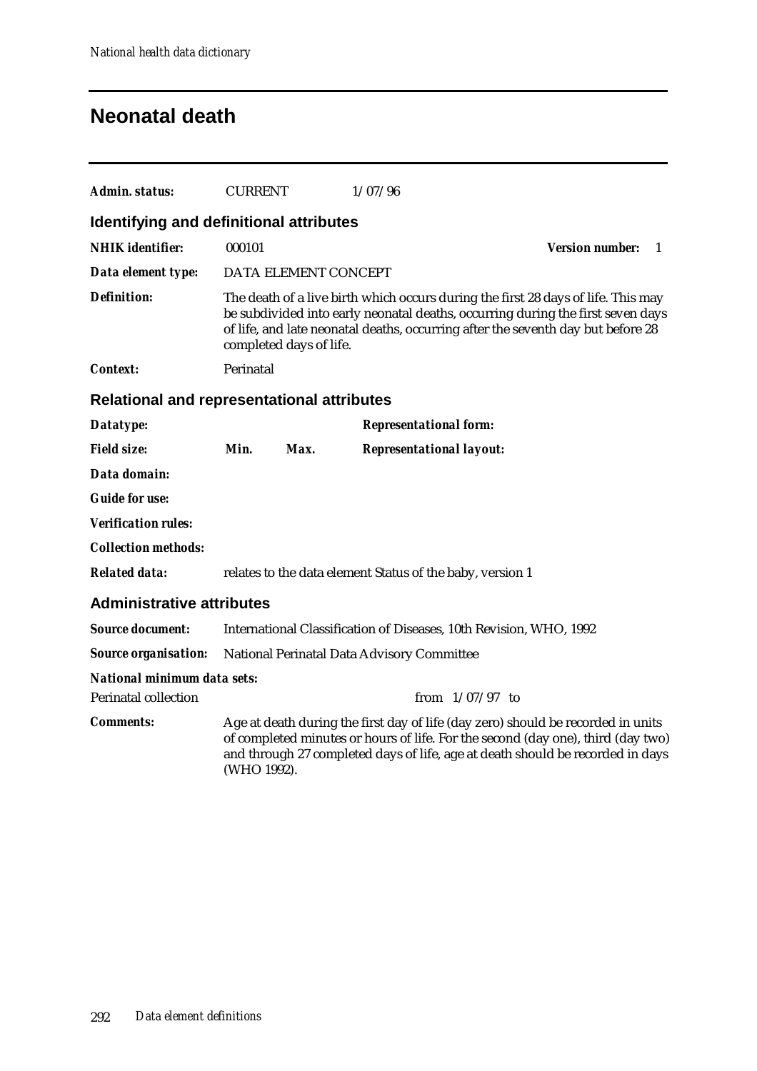# Neonatal death

**Admin. status:** CURRENT 1/07/96

## Identifying and definitional attributes

**NHIK identifier:** 000101 **Version number:** 1

**Data element type:** DATA ELEMENT CONCEPT

**Definition:** The death of a live birth which occurs during the first 28 days of life. This may be subdivided into early neonatal deaths, occurring during the first seven days of life, and late neonatal deaths, occurring after the seventh day but before 28 completed days of life.

**Context:** Perinatal

## Relational and representational attributes

**Datatype:** **Representational form:**

**Field size:** **Min.** **Max.** **Representational layout:**

**Data domain:**

**Guide for use:**

**Verification rules:**

**Collection methods:**

**Related data:** relates to the data element Status of the baby, version 1

## Administrative attributes

**Source document:** International Classification of Diseases, 10th Revision, WHO, 1992

**Source organisation:** National Perinatal Data Advisory Committee

**National minimum data sets:**

Perinatal collection from 1/07/97 to

**Comments:** Age at death during the first day of life (day zero) should be recorded in units of completed minutes or hours of life. For the second (day one), third (day two) and through 27 completed days of life, age at death should be recorded in days (WHO 1992).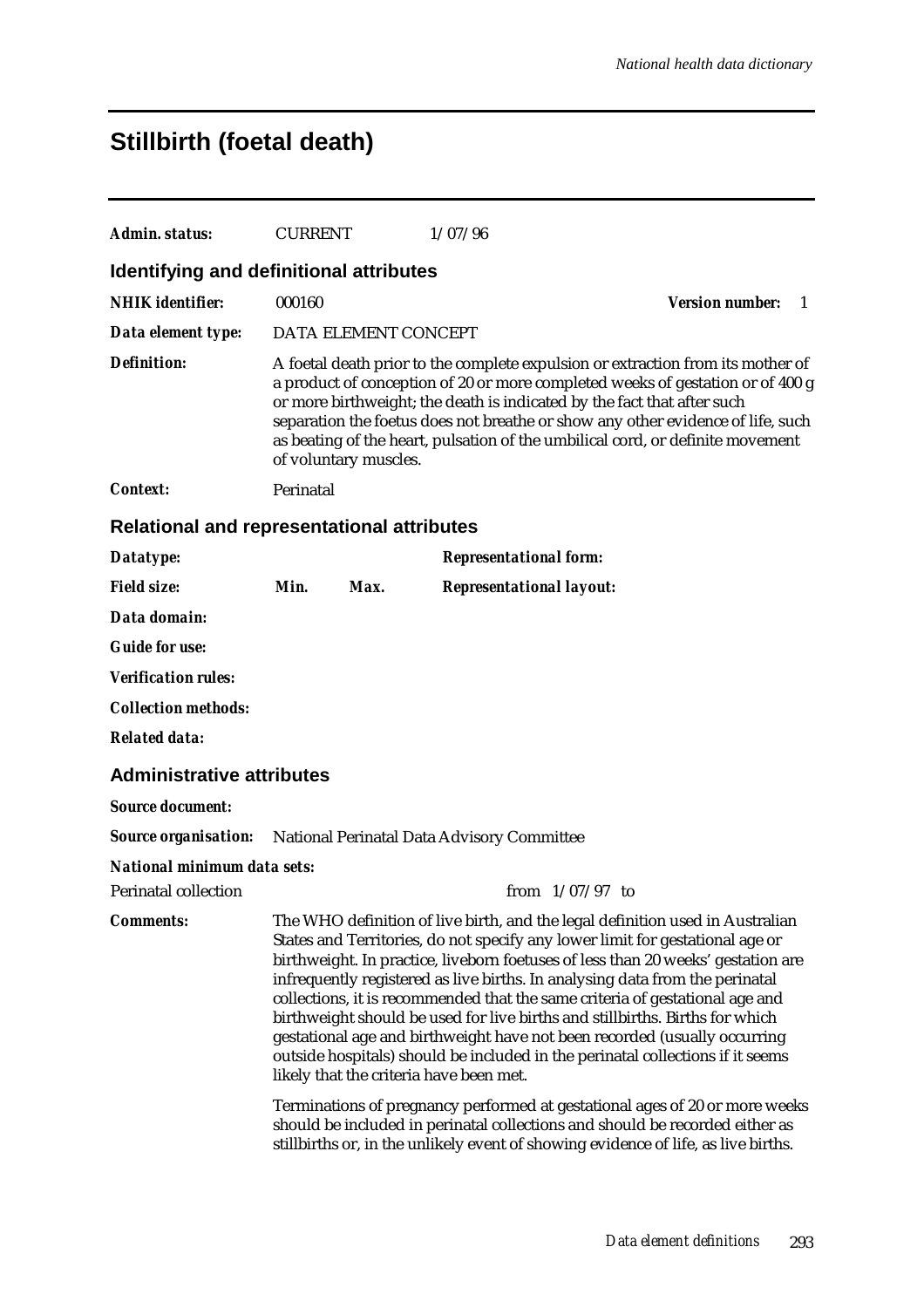# Stillbirth (foetal death)

***Admin. status:*** CURRENT 1/07/96

## Identifying and definitional attributes

***NHIK identifier:*** 000160 ***Version number:*** 1

***Data element type:*** DATA ELEMENT CONCEPT

***Definition:*** A foetal death prior to the complete expulsion or extraction from its mother of a product of conception of 20 or more completed weeks of gestation or of 400 g or more birthweight; the death is indicated by the fact that after such separation the foetus does not breathe or show any other evidence of life, such as beating of the heart, pulsation of the umbilical cord, or definite movement of voluntary muscles.

***Context:*** Perinatal

## Relational and representational attributes

***Datatype:*** ***Representational form:***

***Field size:*** ***Min.*** ***Max.*** ***Representational layout:***

***Data domain:***

***Guide for use:***

***Verification rules:***

***Collection methods:***

***Related data:***

## Administrative attributes

***Source document:***

***Source organisation:*** National Perinatal Data Advisory Committee

***National minimum data sets:***

Perinatal collection from 1/07/97 to

***Comments:*** The WHO definition of live birth, and the legal definition used in Australian States and Territories, do not specify any lower limit for gestational age or birthweight. In practice, liveborn foetuses of less than 20 weeks' gestation are infrequently registered as live births. In analysing data from the perinatal collections, it is recommended that the same criteria of gestational age and birthweight should be used for live births and stillbirths. Births for which gestational age and birthweight have not been recorded (usually occurring outside hospitals) should be included in the perinatal collections if it seems likely that the criteria have been met.

Terminations of pregnancy performed at gestational ages of 20 or more weeks should be included in perinatal collections and should be recorded either as stillbirths or, in the unlikely event of showing evidence of life, as live births.